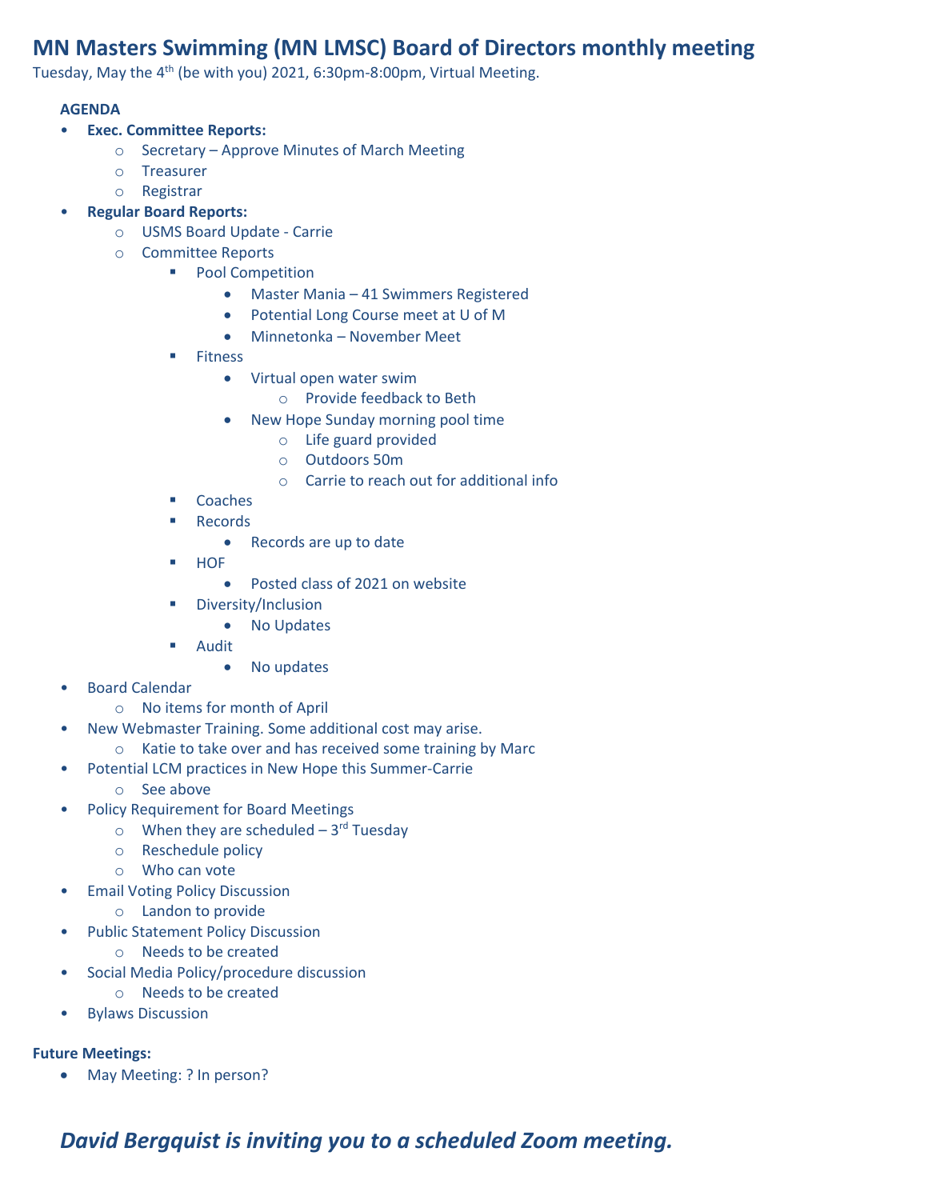# MN Masters Swimming (MN LMSC) Board of Directors monthly meeting

Tuesday, May the 4th (be with you) 2021, 6:30pm-8:00pm, Virtual Meeting.

**AGENDA**

- **Exec. Committee Reports:**
  - Secretary – Approve Minutes of March Meeting
  - Treasurer
  - Registrar
- **Regular Board Reports:**
  - USMS Board Update - Carrie
  - Committee Reports
    - Pool Competition
      - Master Mania – 41 Swimmers Registered
      - Potential Long Course meet at U of M
      - Minnetonka – November Meet
    - Fitness
      - Virtual open water swim
        - Provide feedback to Beth
      - New Hope Sunday morning pool time
        - Life guard provided
        - Outdoors 50m
        - Carrie to reach out for additional info
    - Coaches
    - Records
      - Records are up to date
    - HOF
      - Posted class of 2021 on website
    - Diversity/Inclusion
      - No Updates
    - Audit
      - No updates
- Board Calendar
  - No items for month of April
- New Webmaster Training. Some additional cost may arise.
  - Katie to take over and has received some training by Marc
- Potential LCM practices in New Hope this Summer-Carrie
  - See above
- Policy Requirement for Board Meetings
  - When they are scheduled – 3rd Tuesday
  - Reschedule policy
  - Who can vote
- Email Voting Policy Discussion
  - Landon to provide
- Public Statement Policy Discussion
  - Needs to be created
- Social Media Policy/procedure discussion
  - Needs to be created
- Bylaws Discussion

**Future Meetings:**

- May Meeting: ? In person?

## *David Bergquist is inviting you to a scheduled Zoom meeting.*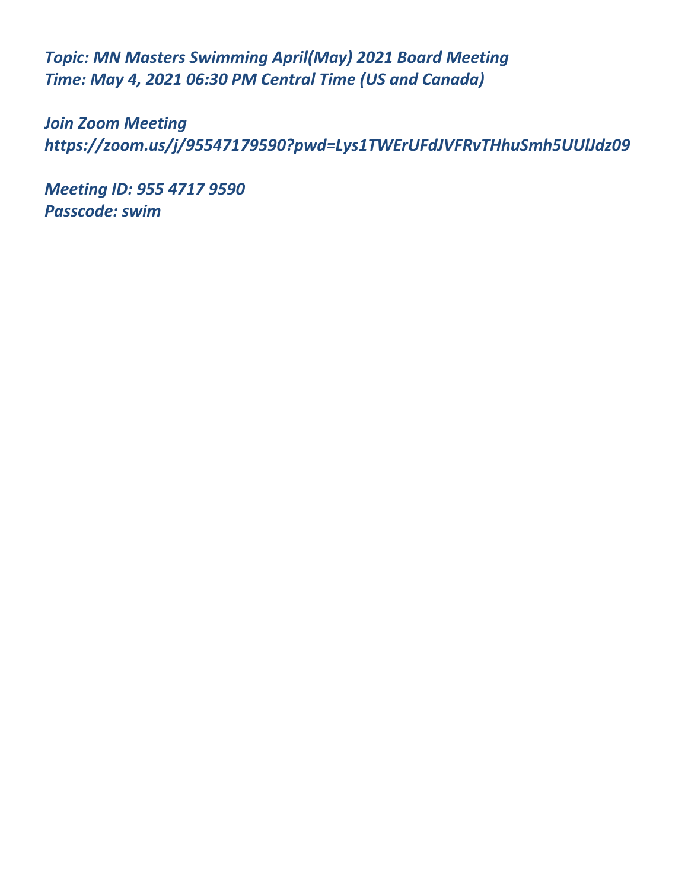*Topic: MN Masters Swimming April(May) 2021 Board Meeting*
*Time: May 4, 2021 06:30 PM Central Time (US and Canada)*

*Join Zoom Meeting*
*https://zoom.us/j/95547179590?pwd=Lys1TWErUFdJVFRvTHhuSmh5UUlJdz09*

*Meeting ID: 955 4717 9590*
*Passcode: swim*